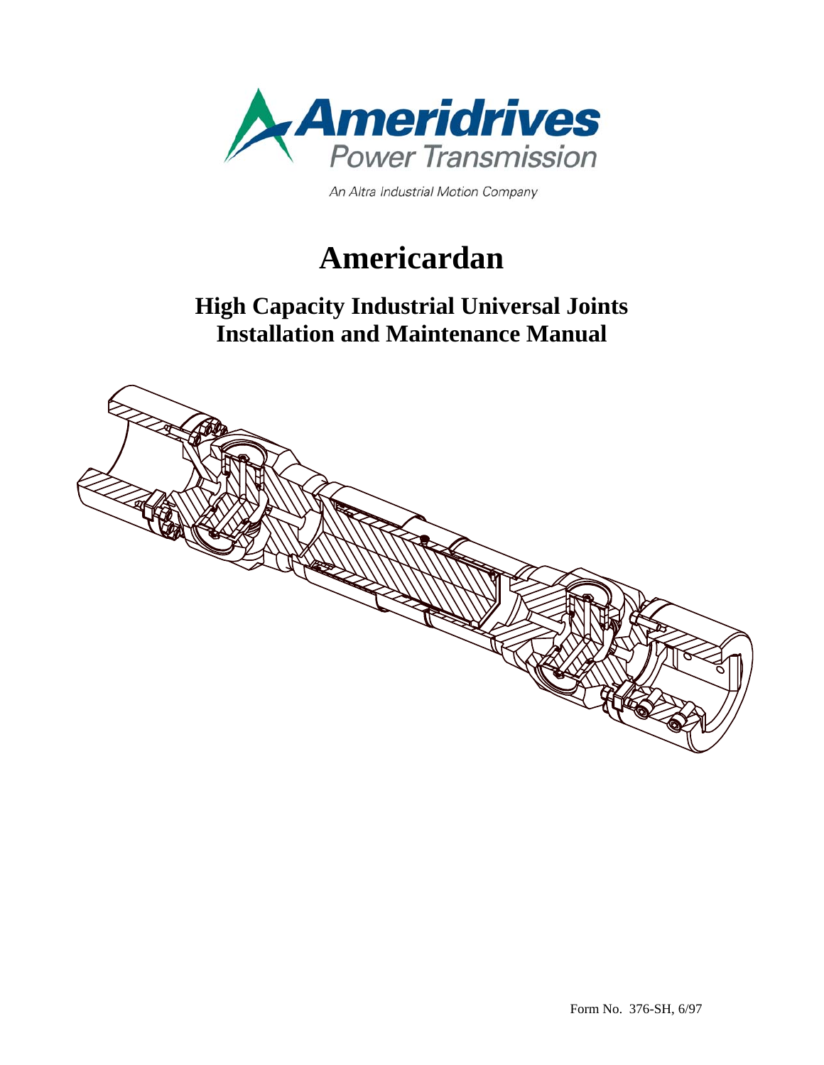Ameridrives
Power Transmission

An Altra Industrial Motion Company

# Americardan

## High Capacity Industrial Universal Joints
## Installation and Maintenance Manual

Form No. 376-SH, 6/97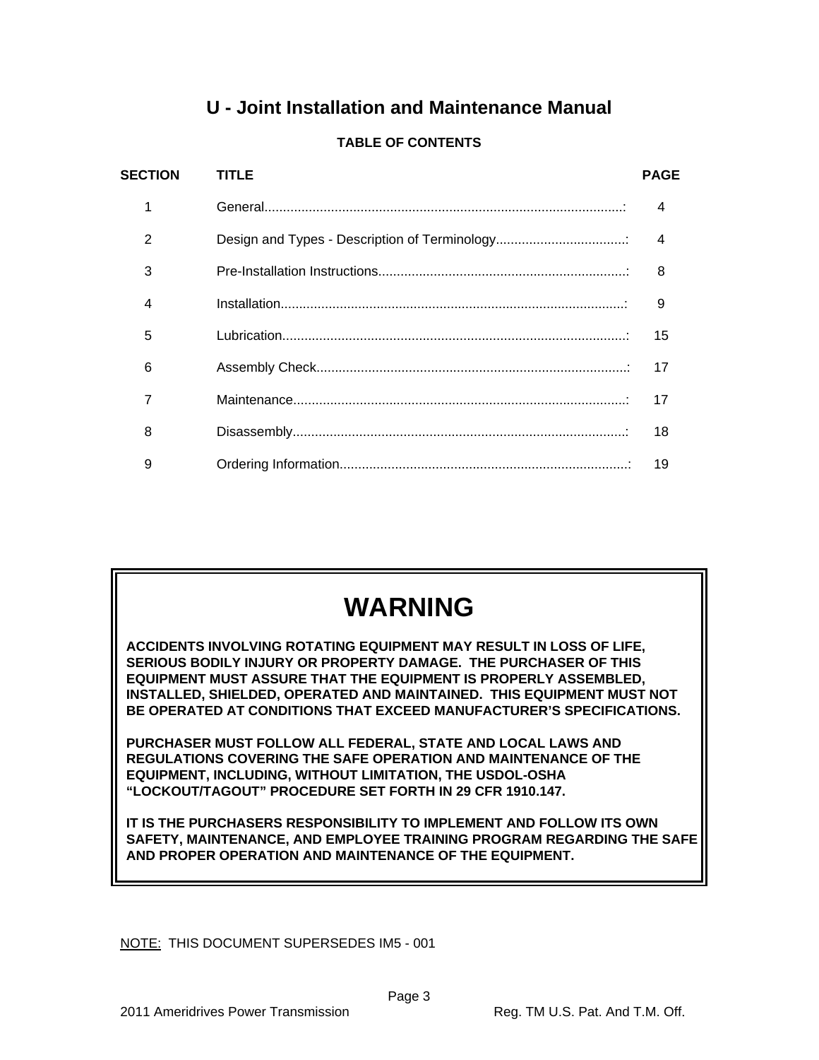# U - Joint Installation and Maintenance Manual

## TABLE OF CONTENTS

| SECTION | TITLE | PAGE |
| --- | --- | --- |
| 1 | General | 4 |
| 2 | Design and Types - Description of Terminology | 4 |
| 3 | Pre-Installation Instructions | 8 |
| 4 | Installation | 9 |
| 5 | Lubrication | 15 |
| 6 | Assembly Check | 17 |
| 7 | Maintenance | 17 |
| 8 | Disassembly | 18 |
| 9 | Ordering Information | 19 |

## WARNING

**ACCIDENTS INVOLVING ROTATING EQUIPMENT MAY RESULT IN LOSS OF LIFE, SERIOUS BODILY INJURY OR PROPERTY DAMAGE. THE PURCHASER OF THIS EQUIPMENT MUST ASSURE THAT THE EQUIPMENT IS PROPERLY ASSEMBLED, INSTALLED, SHIELDED, OPERATED AND MAINTAINED. THIS EQUIPMENT MUST NOT BE OPERATED AT CONDITIONS THAT EXCEED MANUFACTURER'S SPECIFICATIONS.**

**PURCHASER MUST FOLLOW ALL FEDERAL, STATE AND LOCAL LAWS AND REGULATIONS COVERING THE SAFE OPERATION AND MAINTENANCE OF THE EQUIPMENT, INCLUDING, WITHOUT LIMITATION, THE USDOL-OSHA "LOCKOUT/TAGOUT" PROCEDURE SET FORTH IN 29 CFR 1910.147.**

**IT IS THE PURCHASERS RESPONSIBILITY TO IMPLEMENT AND FOLLOW ITS OWN SAFETY, MAINTENANCE, AND EMPLOYEE TRAINING PROGRAM REGARDING THE SAFE AND PROPER OPERATION AND MAINTENANCE OF THE EQUIPMENT.**

NOTE: THIS DOCUMENT SUPERSEDES IM5 - 001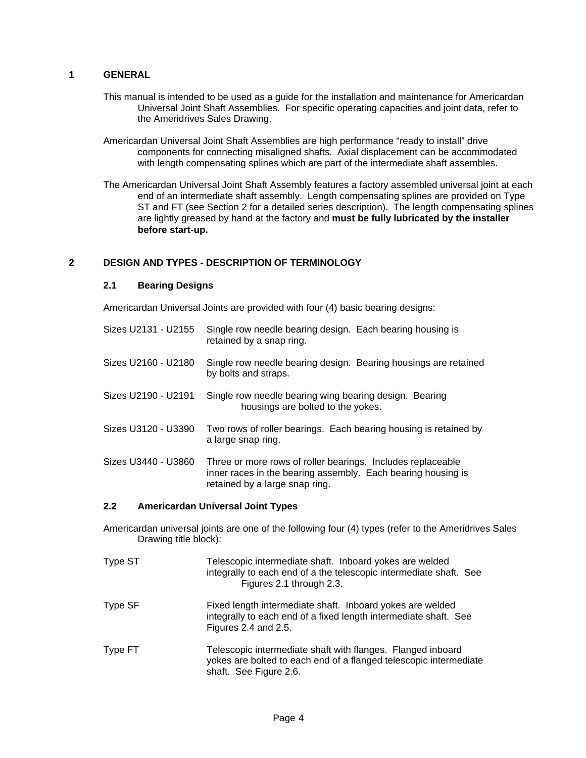# 1 GENERAL

This manual is intended to be used as a guide for the installation and maintenance for Americardan Universal Joint Shaft Assemblies. For specific operating capacities and joint data, refer to the Ameridrives Sales Drawing.

Americardan Universal Joint Shaft Assemblies are high performance "ready to install" drive components for connecting misaligned shafts. Axial displacement can be accommodated with length compensating splines which are part of the intermediate shaft assembles.

The Americardan Universal Joint Shaft Assembly features a factory assembled universal joint at each end of an intermediate shaft assembly. Length compensating splines are provided on Type ST and FT (see Section 2 for a detailed series description). The length compensating splines are lightly greased by hand at the factory and **must be fully lubricated by the installer before start-up.**

# 2 DESIGN AND TYPES - DESCRIPTION OF TERMINOLOGY

## 2.1 Bearing Designs

Americardan Universal Joints are provided with four (4) basic bearing designs:

| | |
|---|---|
| Sizes U2131 - U2155 | Single row needle bearing design. Each bearing housing is retained by a snap ring. |
| Sizes U2160 - U2180 | Single row needle bearing design. Bearing housings are retained by bolts and straps. |
| Sizes U2190 - U2191 | Single row needle bearing wing bearing design. Bearing housings are bolted to the yokes. |
| Sizes U3120 - U3390 | Two rows of roller bearings. Each bearing housing is retained by a large snap ring. |
| Sizes U3440 - U3860 | Three or more rows of roller bearings. Includes replaceable inner races in the bearing assembly. Each bearing housing is retained by a large snap ring. |

## 2.2 Americardan Universal Joint Types

Americardan universal joints are one of the following four (4) types (refer to the Ameridrives Sales Drawing title block):

| | |
|---|---|
| Type ST | Telescopic intermediate shaft. Inboard yokes are welded integrally to each end of a the telescopic intermediate shaft. See Figures 2.1 through 2.3. |
| Type SF | Fixed length intermediate shaft. Inboard yokes are welded integrally to each end of a fixed length intermediate shaft. See Figures 2.4 and 2.5. |
| Type FT | Telescopic intermediate shaft with flanges. Flanged inboard yokes are bolted to each end of a flanged telescopic intermediate shaft. See Figure 2.6. |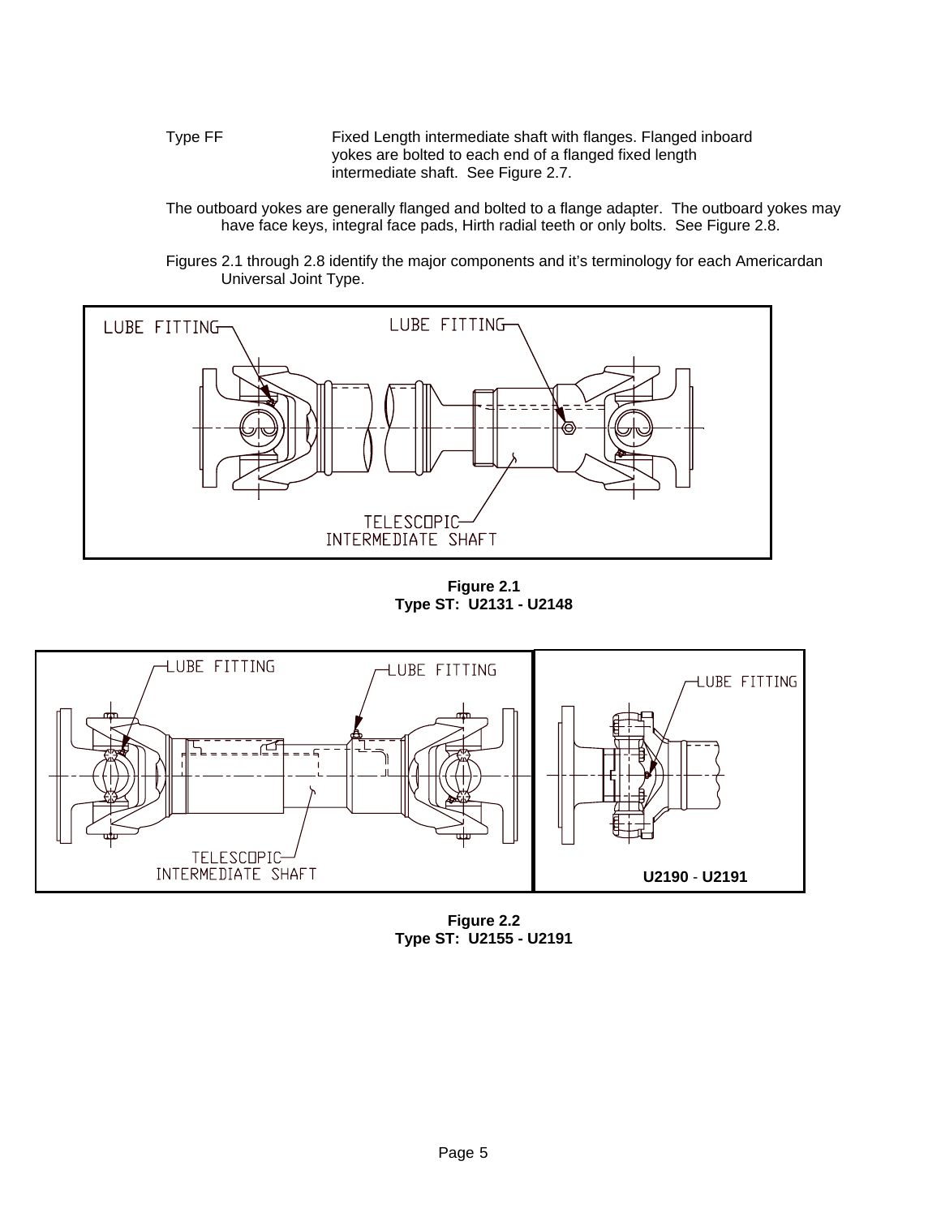Type FF Fixed Length intermediate shaft with flanges. Flanged inboard yokes are bolted to each end of a flanged fixed length intermediate shaft. See Figure 2.7.

The outboard yokes are generally flanged and bolted to a flange adapter. The outboard yokes may have face keys, integral face pads, Hirth radial teeth or only bolts. See Figure 2.8.

Figures 2.1 through 2.8 identify the major components and it's terminology for each Americardan Universal Joint Type.

LUBE FITTING

LUBE FITTING

TELESCOPIC INTERMEDIATE SHAFT

**Figure 2.1**
**Type ST: U2131 - U2148**

LUBE FITTING

LUBE FITTING

TELESCOPIC INTERMEDIATE SHAFT

LUBE FITTING

**U2190 - U2191**

**Figure 2.2**
**Type ST: U2155 - U2191**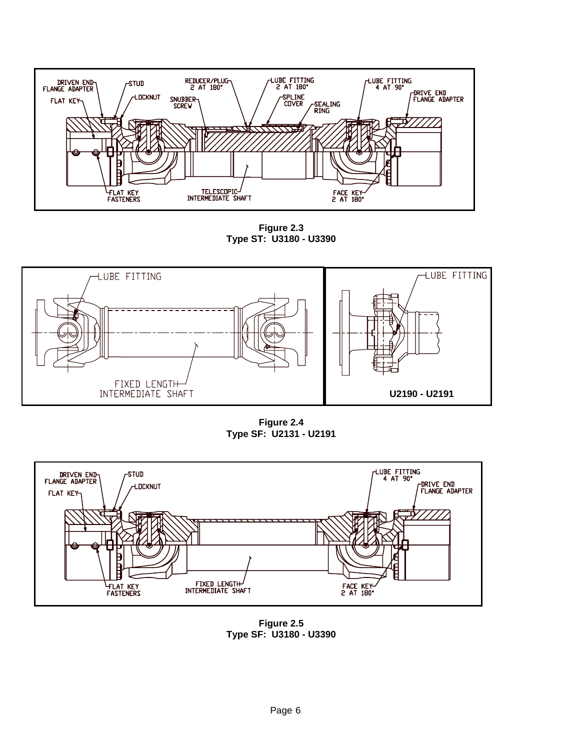DRIVEN END FLANGE ADAPTER

STUD

LOCKNUT

FLAT KEY

SNUBBER SCREW

REDUCER/PLUG 2 AT 180°

LUBE FITTING 2 AT 180°

SPLINE COVER

SEALING RING

LUBE FITTING 4 AT 90°

DRIVE END FLANGE ADAPTER

FLAT KEY FASTENERS

TELESCOPIC INTERMEDIATE SHAFT

FACE KEY 2 AT 180°

**Figure 2.3**
**Type ST: U3180 - U3390**

LUBE FITTING

FIXED LENGTH INTERMEDIATE SHAFT

LUBE FITTING

**U2190 - U2191**

**Figure 2.4**
**Type SF: U2131 - U2191**

DRIVEN END FLANGE ADAPTER

STUD

LOCKNUT

FLAT KEY

LUBE FITTING 4 AT 90°

DRIVE END FLANGE ADAPTER

FLAT KEY FASTENERS

FIXED LENGTH INTERMEDIATE SHAFT

FACE KEY 2 AT 180°

**Figure 2.5**
**Type SF: U3180 - U3390**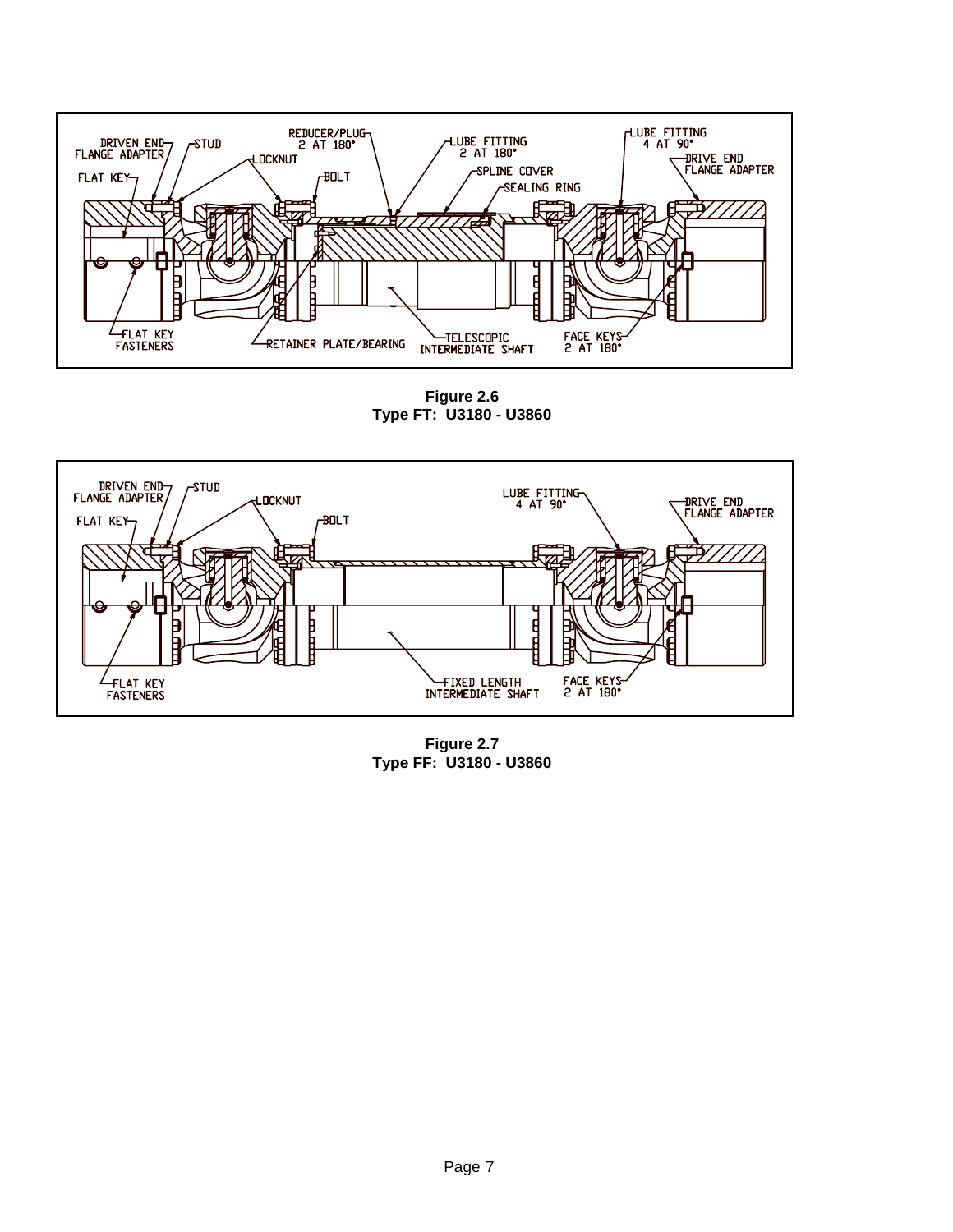**Figure 2.6**
**Type FT: U3180 - U3860**

**Figure 2.7**
**Type FF: U3180 - U3860**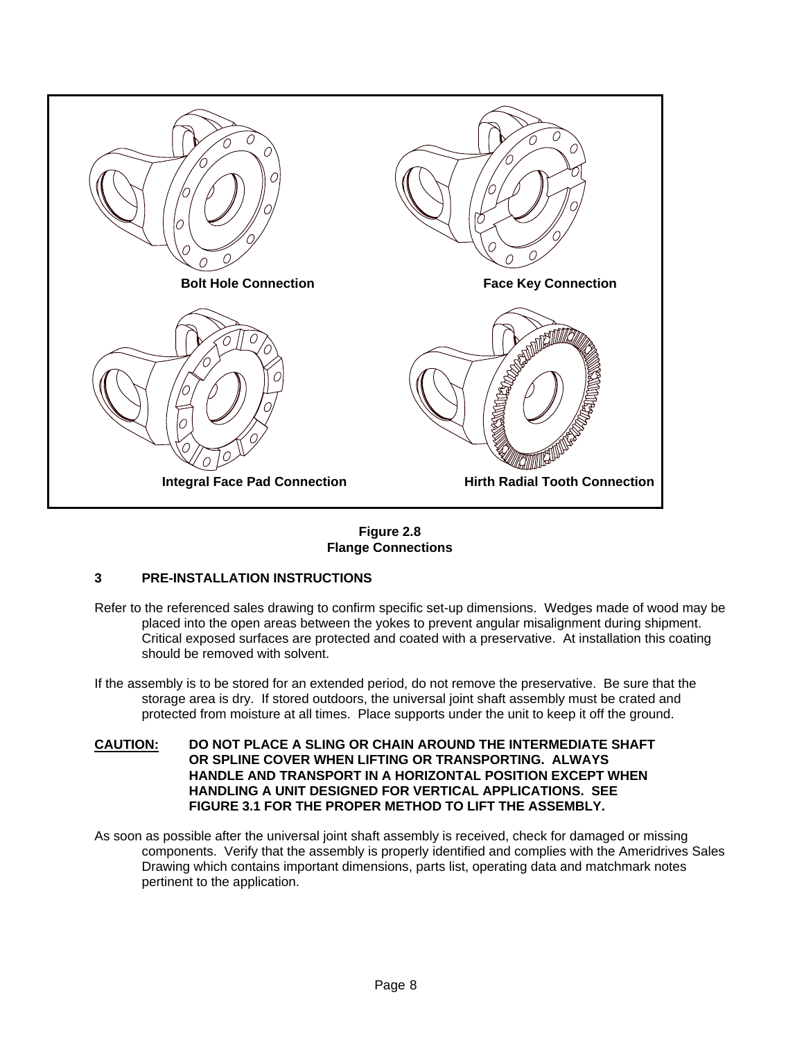Bolt Hole Connection

Face Key Connection

Integral Face Pad Connection

Hirth Radial Tooth Connection

**Figure 2.8**
**Flange Connections**

## 3 PRE-INSTALLATION INSTRUCTIONS

Refer to the referenced sales drawing to confirm specific set-up dimensions. Wedges made of wood may be placed into the open areas between the yokes to prevent angular misalignment during shipment. Critical exposed surfaces are protected and coated with a preservative. At installation this coating should be removed with solvent.

If the assembly is to be stored for an extended period, do not remove the preservative. Be sure that the storage area is dry. If stored outdoors, the universal joint shaft assembly must be crated and protected from moisture at all times. Place supports under the unit to keep it off the ground.

**CAUTION: DO NOT PLACE A SLING OR CHAIN AROUND THE INTERMEDIATE SHAFT OR SPLINE COVER WHEN LIFTING OR TRANSPORTING. ALWAYS HANDLE AND TRANSPORT IN A HORIZONTAL POSITION EXCEPT WHEN HANDLING A UNIT DESIGNED FOR VERTICAL APPLICATIONS. SEE FIGURE 3.1 FOR THE PROPER METHOD TO LIFT THE ASSEMBLY.**

As soon as possible after the universal joint shaft assembly is received, check for damaged or missing components. Verify that the assembly is properly identified and complies with the Ameridrives Sales Drawing which contains important dimensions, parts list, operating data and matchmark notes pertinent to the application.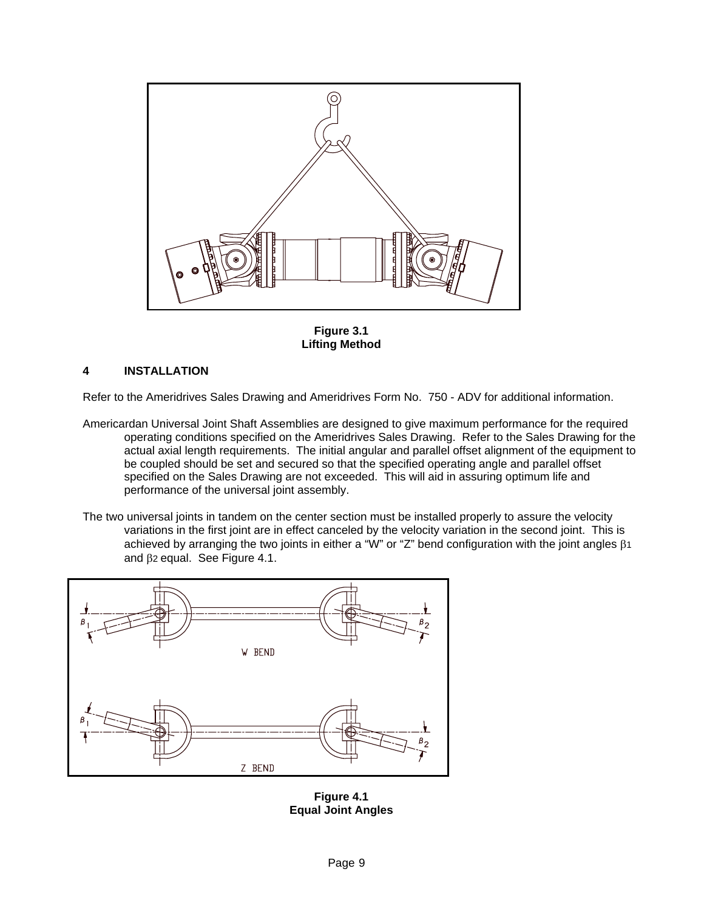**Figure 3.1**
**Lifting Method**

## 4 INSTALLATION

Refer to the Ameridrives Sales Drawing and Ameridrives Form No. 750 - ADV for additional information.

Americardan Universal Joint Shaft Assemblies are designed to give maximum performance for the required operating conditions specified on the Ameridrives Sales Drawing. Refer to the Sales Drawing for the actual axial length requirements. The initial angular and parallel offset alignment of the equipment to be coupled should be set and secured so that the specified operating angle and parallel offset specified on the Sales Drawing are not exceeded. This will aid in assuring optimum life and performance of the universal joint assembly.

The two universal joints in tandem on the center section must be installed properly to assure the velocity variations in the first joint are in effect canceled by the velocity variation in the second joint. This is achieved by arranging the two joints in either a "W" or "Z" bend configuration with the joint angles $\beta_1$ and $\beta_2$ equal. See Figure 4.1.

**Figure 4.1**
**Equal Joint Angles**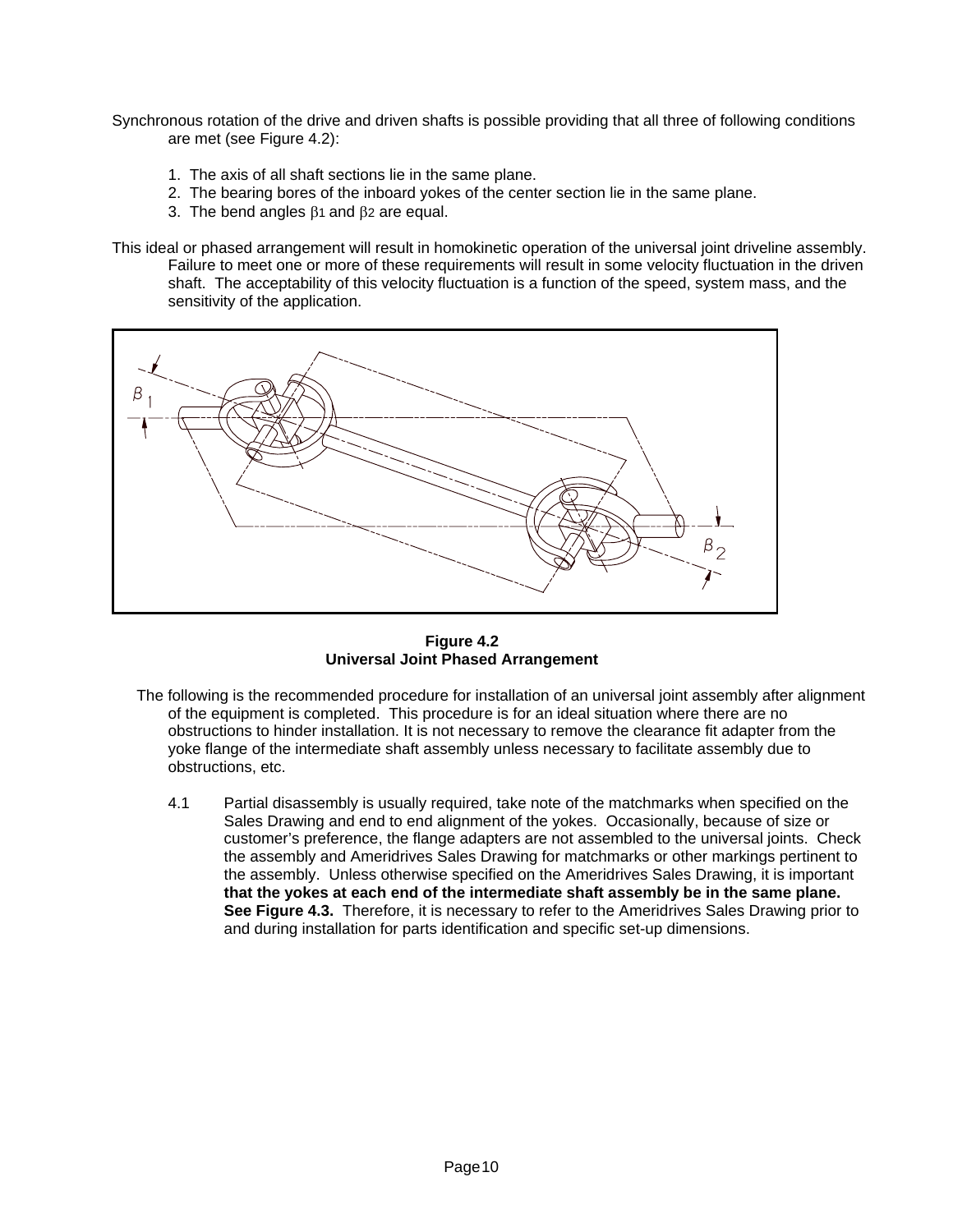Synchronous rotation of the drive and driven shafts is possible providing that all three of following conditions are met (see Figure 4.2):

1. The axis of all shaft sections lie in the same plane.
2. The bearing bores of the inboard yokes of the center section lie in the same plane.
3. The bend angles $\beta_1$ and $\beta_2$ are equal.

This ideal or phased arrangement will result in homokinetic operation of the universal joint driveline assembly. Failure to meet one or more of these requirements will result in some velocity fluctuation in the driven shaft. The acceptability of this velocity fluctuation is a function of the speed, system mass, and the sensitivity of the application.

**Figure 4.2**
**Universal Joint Phased Arrangement**

The following is the recommended procedure for installation of an universal joint assembly after alignment of the equipment is completed. This procedure is for an ideal situation where there are no obstructions to hinder installation. It is not necessary to remove the clearance fit adapter from the yoke flange of the intermediate shaft assembly unless necessary to facilitate assembly due to obstructions, etc.

4.1 Partial disassembly is usually required, take note of the matchmarks when specified on the Sales Drawing and end to end alignment of the yokes. Occasionally, because of size or customer's preference, the flange adapters are not assembled to the universal joints. Check the assembly and Ameridrives Sales Drawing for matchmarks or other markings pertinent to the assembly. Unless otherwise specified on the Ameridrives Sales Drawing, it is important **that the yokes at each end of the intermediate shaft assembly be in the same plane. See Figure 4.3.** Therefore, it is necessary to refer to the Ameridrives Sales Drawing prior to and during installation for parts identification and specific set-up dimensions.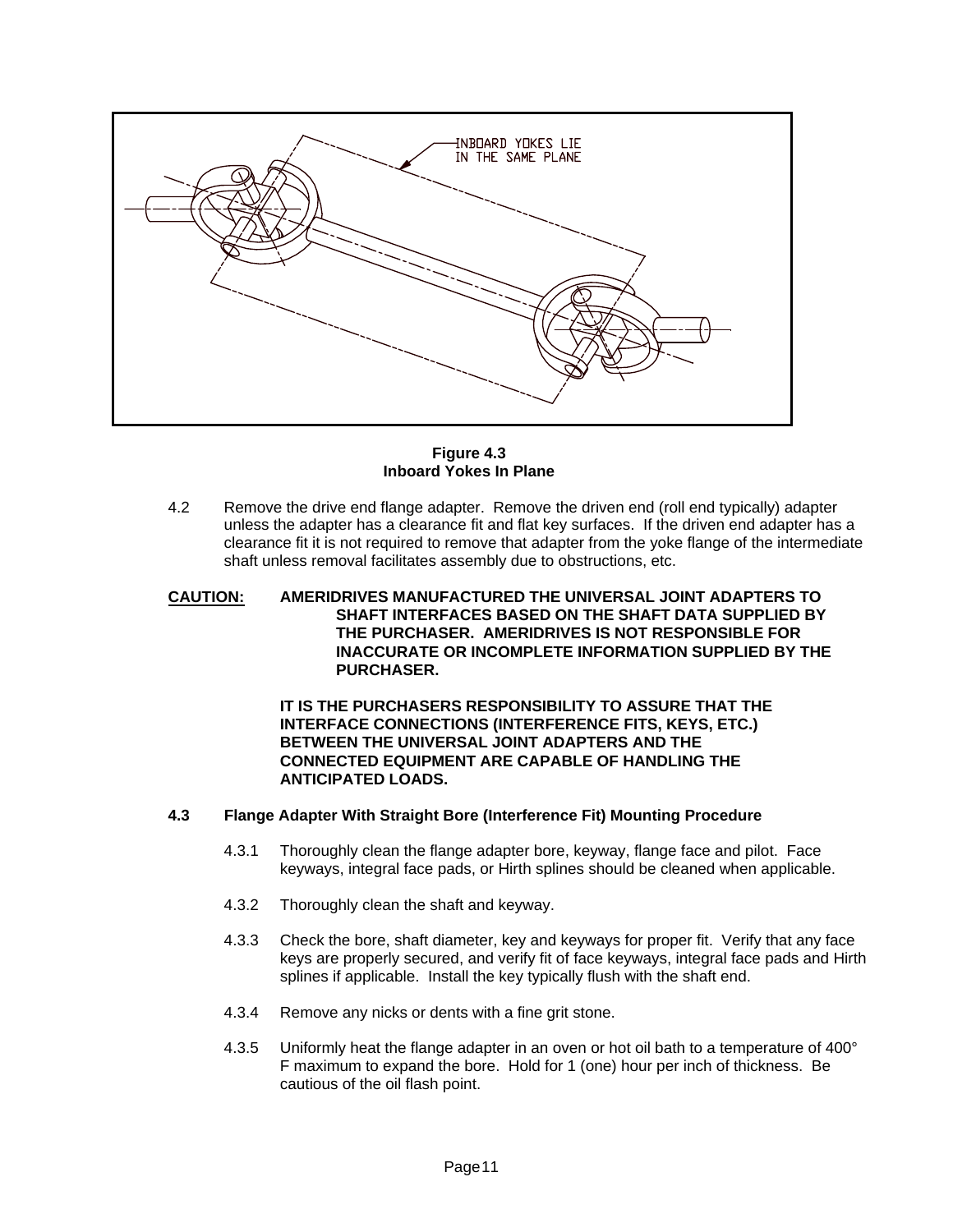Figure 4.3
Inboard Yokes In Plane

4.2 Remove the drive end flange adapter. Remove the driven end (roll end typically) adapter unless the adapter has a clearance fit and flat key surfaces. If the driven end adapter has a clearance fit it is not required to remove that adapter from the yoke flange of the intermediate shaft unless removal facilitates assembly due to obstructions, etc.

**CAUTION: AMERIDRIVES MANUFACTURED THE UNIVERSAL JOINT ADAPTERS TO SHAFT INTERFACES BASED ON THE SHAFT DATA SUPPLIED BY THE PURCHASER. AMERIDRIVES IS NOT RESPONSIBLE FOR INACCURATE OR INCOMPLETE INFORMATION SUPPLIED BY THE PURCHASER.**

**IT IS THE PURCHASERS RESPONSIBILITY TO ASSURE THAT THE INTERFACE CONNECTIONS (INTERFERENCE FITS, KEYS, ETC.) BETWEEN THE UNIVERSAL JOINT ADAPTERS AND THE CONNECTED EQUIPMENT ARE CAPABLE OF HANDLING THE ANTICIPATED LOADS.**

**4.3 Flange Adapter With Straight Bore (Interference Fit) Mounting Procedure**

4.3.1 Thoroughly clean the flange adapter bore, keyway, flange face and pilot. Face keyways, integral face pads, or Hirth splines should be cleaned when applicable.

4.3.2 Thoroughly clean the shaft and keyway.

4.3.3 Check the bore, shaft diameter, key and keyways for proper fit. Verify that any face keys are properly secured, and verify fit of face keyways, integral face pads and Hirth splines if applicable. Install the key typically flush with the shaft end.

4.3.4 Remove any nicks or dents with a fine grit stone.

4.3.5 Uniformly heat the flange adapter in an oven or hot oil bath to a temperature of 400° F maximum to expand the bore. Hold for 1 (one) hour per inch of thickness. Be cautious of the oil flash point.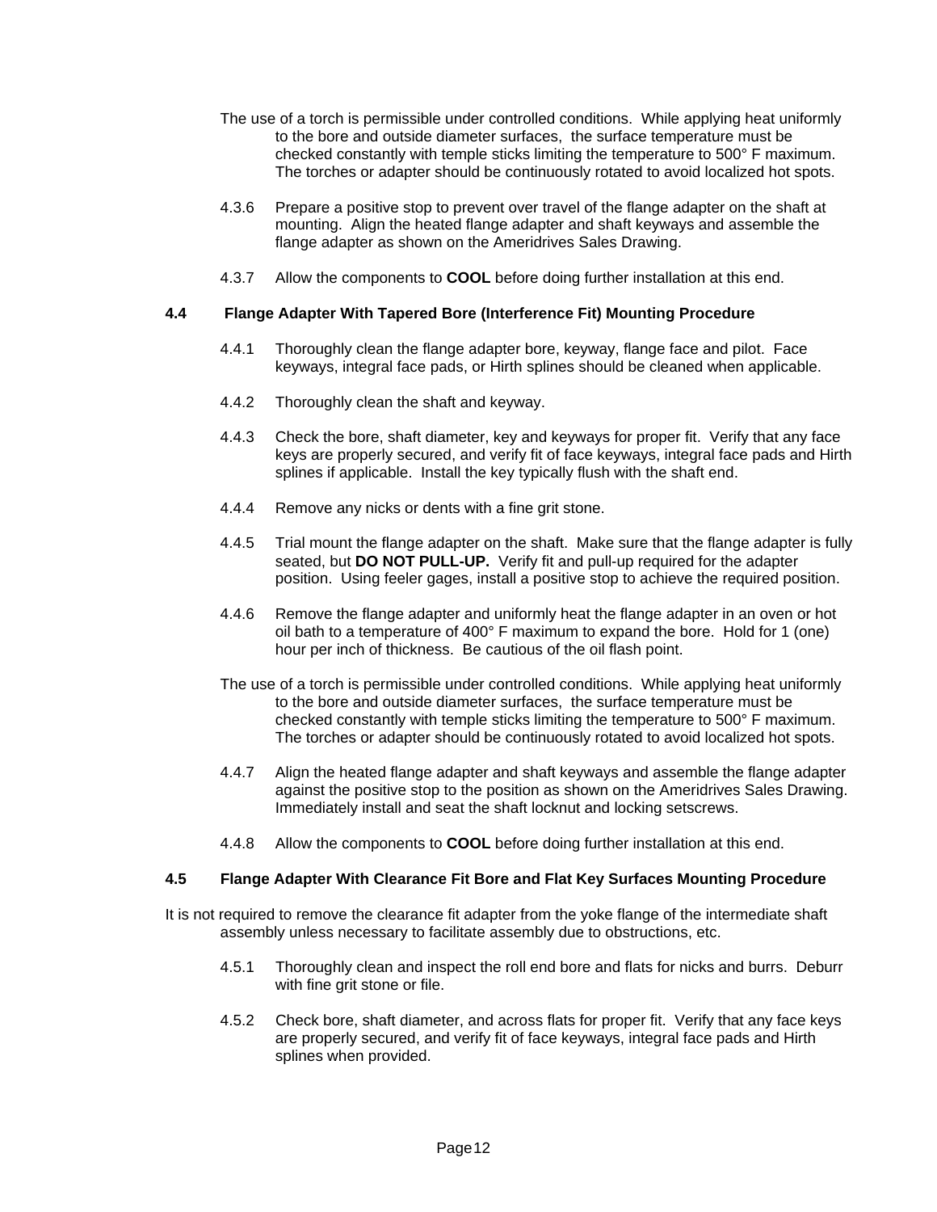The use of a torch is permissible under controlled conditions. While applying heat uniformly to the bore and outside diameter surfaces, the surface temperature must be checked constantly with temple sticks limiting the temperature to 500° F maximum. The torches or adapter should be continuously rotated to avoid localized hot spots.

4.3.6 Prepare a positive stop to prevent over travel of the flange adapter on the shaft at mounting. Align the heated flange adapter and shaft keyways and assemble the flange adapter as shown on the Ameridrives Sales Drawing.

4.3.7 Allow the components to **COOL** before doing further installation at this end.

### 4.4 Flange Adapter With Tapered Bore (Interference Fit) Mounting Procedure

4.4.1 Thoroughly clean the flange adapter bore, keyway, flange face and pilot. Face keyways, integral face pads, or Hirth splines should be cleaned when applicable.

4.4.2 Thoroughly clean the shaft and keyway.

4.4.3 Check the bore, shaft diameter, key and keyways for proper fit. Verify that any face keys are properly secured, and verify fit of face keyways, integral face pads and Hirth splines if applicable. Install the key typically flush with the shaft end.

4.4.4 Remove any nicks or dents with a fine grit stone.

4.4.5 Trial mount the flange adapter on the shaft. Make sure that the flange adapter is fully seated, but **DO NOT PULL-UP.** Verify fit and pull-up required for the adapter position. Using feeler gages, install a positive stop to achieve the required position.

4.4.6 Remove the flange adapter and uniformly heat the flange adapter in an oven or hot oil bath to a temperature of 400° F maximum to expand the bore. Hold for 1 (one) hour per inch of thickness. Be cautious of the oil flash point.

The use of a torch is permissible under controlled conditions. While applying heat uniformly to the bore and outside diameter surfaces, the surface temperature must be checked constantly with temple sticks limiting the temperature to 500° F maximum. The torches or adapter should be continuously rotated to avoid localized hot spots.

4.4.7 Align the heated flange adapter and shaft keyways and assemble the flange adapter against the positive stop to the position as shown on the Ameridrives Sales Drawing. Immediately install and seat the shaft locknut and locking setscrews.

4.4.8 Allow the components to **COOL** before doing further installation at this end.

### 4.5 Flange Adapter With Clearance Fit Bore and Flat Key Surfaces Mounting Procedure

It is not required to remove the clearance fit adapter from the yoke flange of the intermediate shaft assembly unless necessary to facilitate assembly due to obstructions, etc.

4.5.1 Thoroughly clean and inspect the roll end bore and flats for nicks and burrs. Deburr with fine grit stone or file.

4.5.2 Check bore, shaft diameter, and across flats for proper fit. Verify that any face keys are properly secured, and verify fit of face keyways, integral face pads and Hirth splines when provided.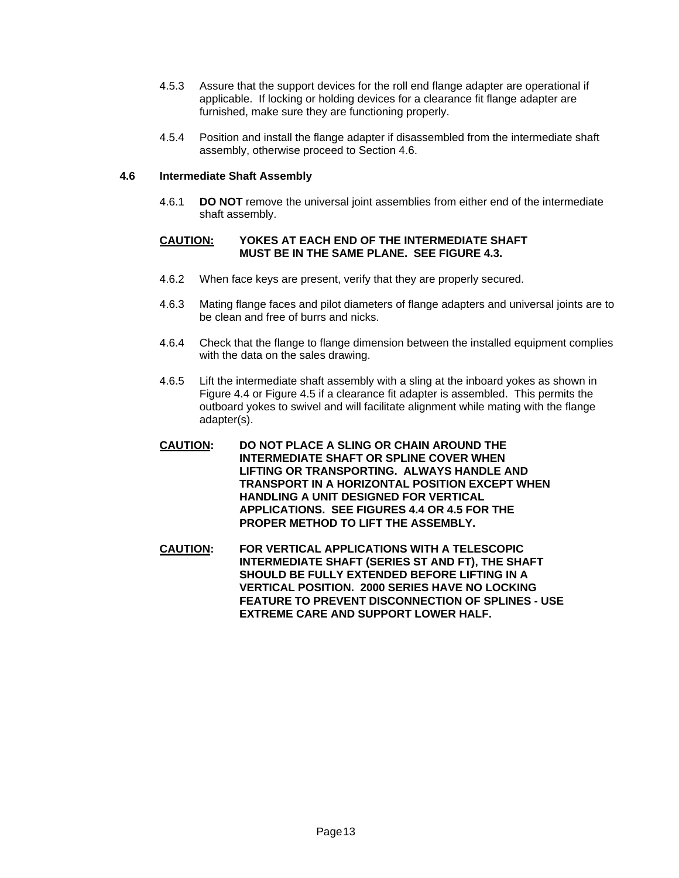4.5.3 Assure that the support devices for the roll end flange adapter are operational if applicable. If locking or holding devices for a clearance fit flange adapter are furnished, make sure they are functioning properly.

4.5.4 Position and install the flange adapter if disassembled from the intermediate shaft assembly, otherwise proceed to Section 4.6.

### 4.6 Intermediate Shaft Assembly

4.6.1 **DO NOT** remove the universal joint assemblies from either end of the intermediate shaft assembly.

**CAUTION: YOKES AT EACH END OF THE INTERMEDIATE SHAFT MUST BE IN THE SAME PLANE. SEE FIGURE 4.3.**

4.6.2 When face keys are present, verify that they are properly secured.

4.6.3 Mating flange faces and pilot diameters of flange adapters and universal joints are to be clean and free of burrs and nicks.

4.6.4 Check that the flange to flange dimension between the installed equipment complies with the data on the sales drawing.

4.6.5 Lift the intermediate shaft assembly with a sling at the inboard yokes as shown in Figure 4.4 or Figure 4.5 if a clearance fit adapter is assembled. This permits the outboard yokes to swivel and will facilitate alignment while mating with the flange adapter(s).

**CAUTION: DO NOT PLACE A SLING OR CHAIN AROUND THE INTERMEDIATE SHAFT OR SPLINE COVER WHEN LIFTING OR TRANSPORTING. ALWAYS HANDLE AND TRANSPORT IN A HORIZONTAL POSITION EXCEPT WHEN HANDLING A UNIT DESIGNED FOR VERTICAL APPLICATIONS. SEE FIGURES 4.4 OR 4.5 FOR THE PROPER METHOD TO LIFT THE ASSEMBLY.**

**CAUTION: FOR VERTICAL APPLICATIONS WITH A TELESCOPIC INTERMEDIATE SHAFT (SERIES ST AND FT), THE SHAFT SHOULD BE FULLY EXTENDED BEFORE LIFTING IN A VERTICAL POSITION. 2000 SERIES HAVE NO LOCKING FEATURE TO PREVENT DISCONNECTION OF SPLINES - USE EXTREME CARE AND SUPPORT LOWER HALF.**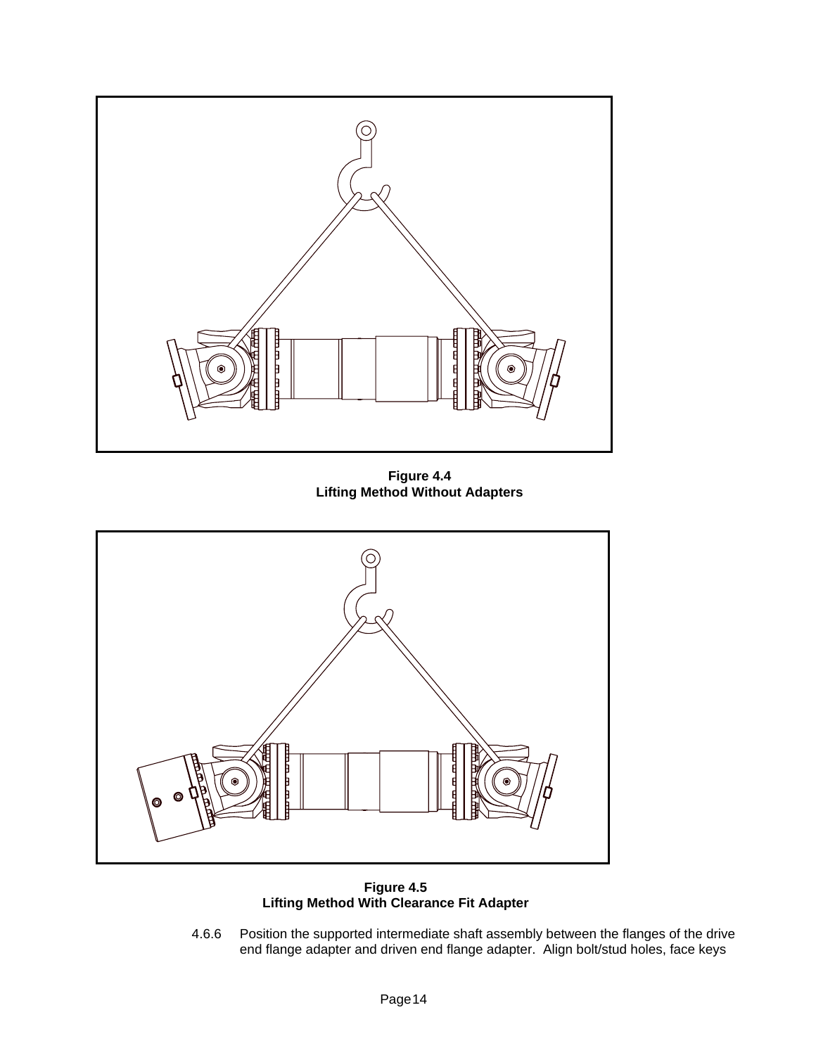**Figure 4.4**
**Lifting Method Without Adapters**

**Figure 4.5**
**Lifting Method With Clearance Fit Adapter**

4.6.6 Position the supported intermediate shaft assembly between the flanges of the drive end flange adapter and driven end flange adapter. Align bolt/stud holes, face keys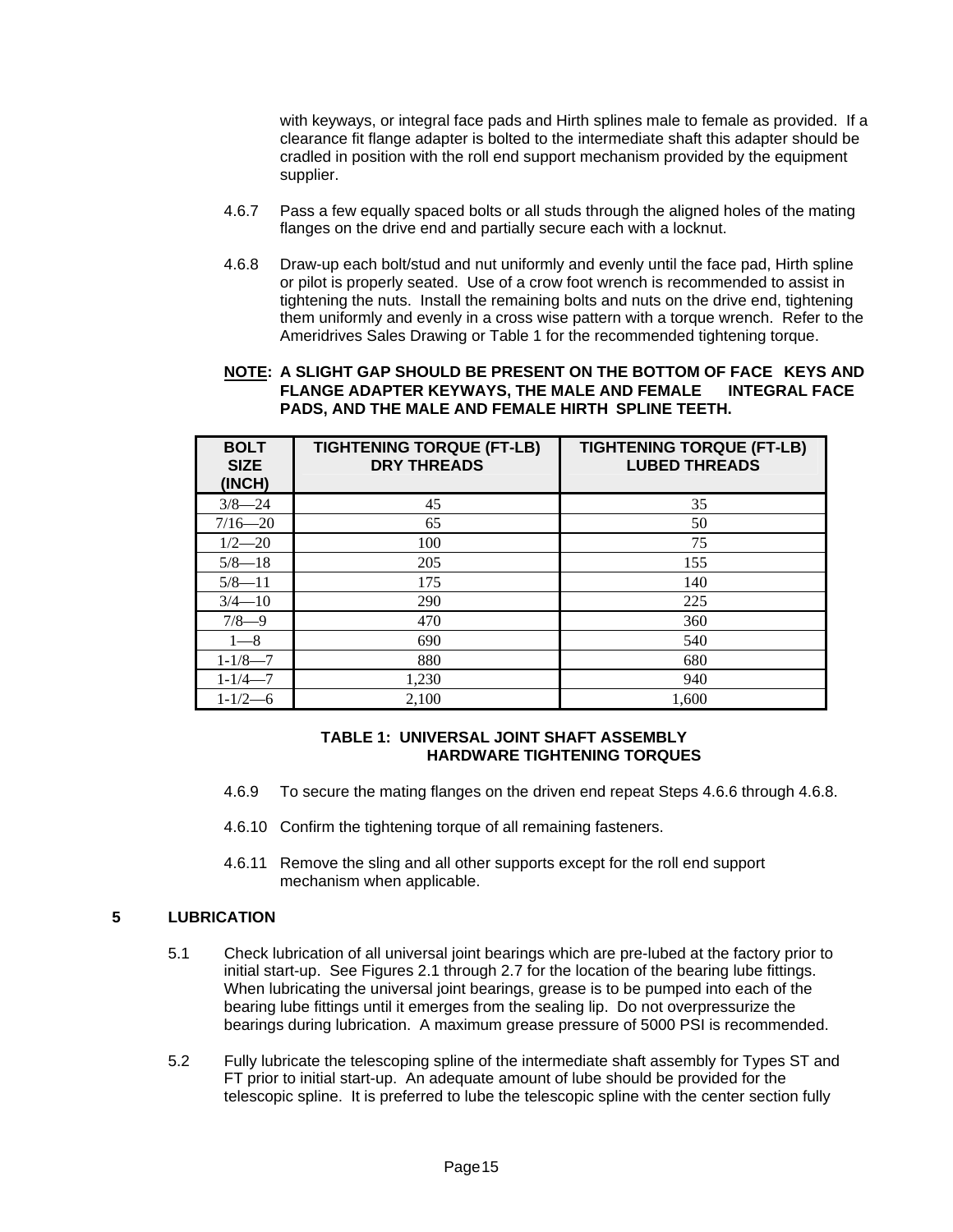with keyways, or integral face pads and Hirth splines male to female as provided. If a clearance fit flange adapter is bolted to the intermediate shaft this adapter should be cradled in position with the roll end support mechanism provided by the equipment supplier.

4.6.7 Pass a few equally spaced bolts or all studs through the aligned holes of the mating flanges on the drive end and partially secure each with a locknut.

4.6.8 Draw-up each bolt/stud and nut uniformly and evenly until the face pad, Hirth spline or pilot is properly seated. Use of a crow foot wrench is recommended to assist in tightening the nuts. Install the remaining bolts and nuts on the drive end, tightening them uniformly and evenly in a cross wise pattern with a torque wrench. Refer to the Ameridrives Sales Drawing or Table 1 for the recommended tightening torque.

**<u>NOTE</u>: A SLIGHT GAP SHOULD BE PRESENT ON THE BOTTOM OF FACE KEYS AND FLANGE ADAPTER KEYWAYS, THE MALE AND FEMALE INTEGRAL FACE PADS, AND THE MALE AND FEMALE HIRTH SPLINE TEETH.**

| BOLT SIZE (INCH) | TIGHTENING TORQUE (FT-LB) DRY THREADS | TIGHTENING TORQUE (FT-LB) LUBED THREADS |
|---|---|---|
| 3/8—24 | 45 | 35 |
| 7/16—20 | 65 | 50 |
| 1/2—20 | 100 | 75 |
| 5/8—18 | 205 | 155 |
| 5/8—11 | 175 | 140 |
| 3/4—10 | 290 | 225 |
| 7/8—9 | 470 | 360 |
| 1—8 | 690 | 540 |
| 1-1/8—7 | 880 | 680 |
| 1-1/4—7 | 1,230 | 940 |
| 1-1/2—6 | 2,100 | 1,600 |

**TABLE 1: UNIVERSAL JOINT SHAFT ASSEMBLY HARDWARE TIGHTENING TORQUES**

4.6.9 To secure the mating flanges on the driven end repeat Steps 4.6.6 through 4.6.8.

4.6.10 Confirm the tightening torque of all remaining fasteners.

4.6.11 Remove the sling and all other supports except for the roll end support mechanism when applicable.

## 5 LUBRICATION

5.1 Check lubrication of all universal joint bearings which are pre-lubed at the factory prior to initial start-up. See Figures 2.1 through 2.7 for the location of the bearing lube fittings. When lubricating the universal joint bearings, grease is to be pumped into each of the bearing lube fittings until it emerges from the sealing lip. Do not overpressurize the bearings during lubrication. A maximum grease pressure of 5000 PSI is recommended.

5.2 Fully lubricate the telescoping spline of the intermediate shaft assembly for Types ST and FT prior to initial start-up. An adequate amount of lube should be provided for the telescopic spline. It is preferred to lube the telescopic spline with the center section fully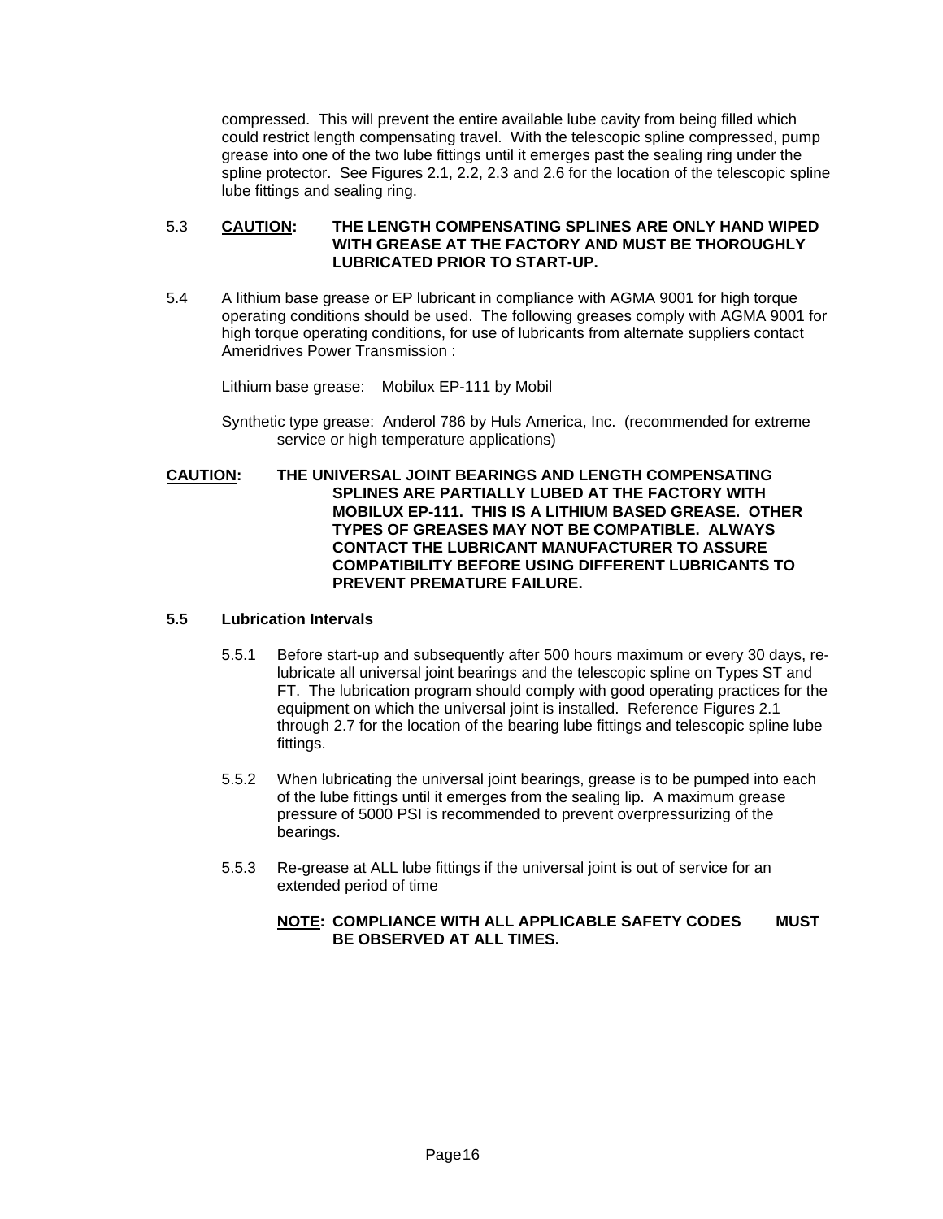compressed. This will prevent the entire available lube cavity from being filled which could restrict length compensating travel. With the telescopic spline compressed, pump grease into one of the two lube fittings until it emerges past the sealing ring under the spline protector. See Figures 2.1, 2.2, 2.3 and 2.6 for the location of the telescopic spline lube fittings and sealing ring.

5.3 **CAUTION: THE LENGTH COMPENSATING SPLINES ARE ONLY HAND WIPED WITH GREASE AT THE FACTORY AND MUST BE THOROUGHLY LUBRICATED PRIOR TO START-UP.**

5.4 A lithium base grease or EP lubricant in compliance with AGMA 9001 for high torque operating conditions should be used. The following greases comply with AGMA 9001 for high torque operating conditions, for use of lubricants from alternate suppliers contact Ameridrives Power Transmission :

Lithium base grease: Mobilux EP-111 by Mobil

Synthetic type grease: Anderol 786 by Huls America, Inc. (recommended for extreme service or high temperature applications)

**CAUTION: THE UNIVERSAL JOINT BEARINGS AND LENGTH COMPENSATING SPLINES ARE PARTIALLY LUBED AT THE FACTORY WITH MOBILUX EP-111. THIS IS A LITHIUM BASED GREASE. OTHER TYPES OF GREASES MAY NOT BE COMPATIBLE. ALWAYS CONTACT THE LUBRICANT MANUFACTURER TO ASSURE COMPATIBILITY BEFORE USING DIFFERENT LUBRICANTS TO PREVENT PREMATURE FAILURE.**

### 5.5 Lubrication Intervals

5.5.1 Before start-up and subsequently after 500 hours maximum or every 30 days, re-lubricate all universal joint bearings and the telescopic spline on Types ST and FT. The lubrication program should comply with good operating practices for the equipment on which the universal joint is installed. Reference Figures 2.1 through 2.7 for the location of the bearing lube fittings and telescopic spline lube fittings.

5.5.2 When lubricating the universal joint bearings, grease is to be pumped into each of the lube fittings until it emerges from the sealing lip. A maximum grease pressure of 5000 PSI is recommended to prevent overpressurizing of the bearings.

5.5.3 Re-grease at ALL lube fittings if the universal joint is out of service for an extended period of time

**NOTE: COMPLIANCE WITH ALL APPLICABLE SAFETY CODES MUST BE OBSERVED AT ALL TIMES.**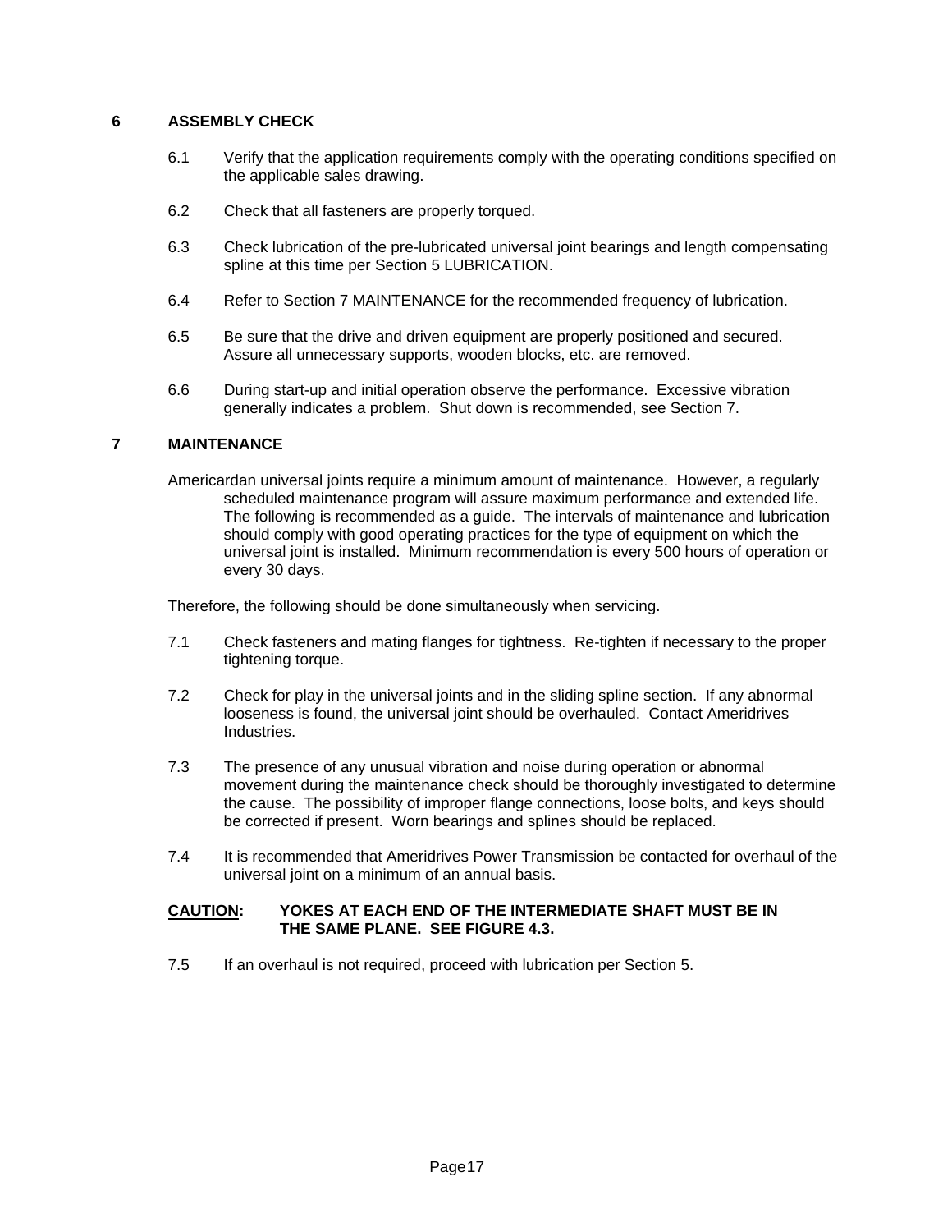## 6 ASSEMBLY CHECK

6.1 Verify that the application requirements comply with the operating conditions specified on the applicable sales drawing.

6.2 Check that all fasteners are properly torqued.

6.3 Check lubrication of the pre-lubricated universal joint bearings and length compensating spline at this time per Section 5 LUBRICATION.

6.4 Refer to Section 7 MAINTENANCE for the recommended frequency of lubrication.

6.5 Be sure that the drive and driven equipment are properly positioned and secured. Assure all unnecessary supports, wooden blocks, etc. are removed.

6.6 During start-up and initial operation observe the performance. Excessive vibration generally indicates a problem. Shut down is recommended, see Section 7.

## 7 MAINTENANCE

Americardan universal joints require a minimum amount of maintenance. However, a regularly scheduled maintenance program will assure maximum performance and extended life. The following is recommended as a guide. The intervals of maintenance and lubrication should comply with good operating practices for the type of equipment on which the universal joint is installed. Minimum recommendation is every 500 hours of operation or every 30 days.

Therefore, the following should be done simultaneously when servicing.

7.1 Check fasteners and mating flanges for tightness. Re-tighten if necessary to the proper tightening torque.

7.2 Check for play in the universal joints and in the sliding spline section. If any abnormal looseness is found, the universal joint should be overhauled. Contact Ameridrives Industries.

7.3 The presence of any unusual vibration and noise during operation or abnormal movement during the maintenance check should be thoroughly investigated to determine the cause. The possibility of improper flange connections, loose bolts, and keys should be corrected if present. Worn bearings and splines should be replaced.

7.4 It is recommended that Ameridrives Power Transmission be contacted for overhaul of the universal joint on a minimum of an annual basis.

**CAUTION: YOKES AT EACH END OF THE INTERMEDIATE SHAFT MUST BE IN THE SAME PLANE. SEE FIGURE 4.3.**

7.5 If an overhaul is not required, proceed with lubrication per Section 5.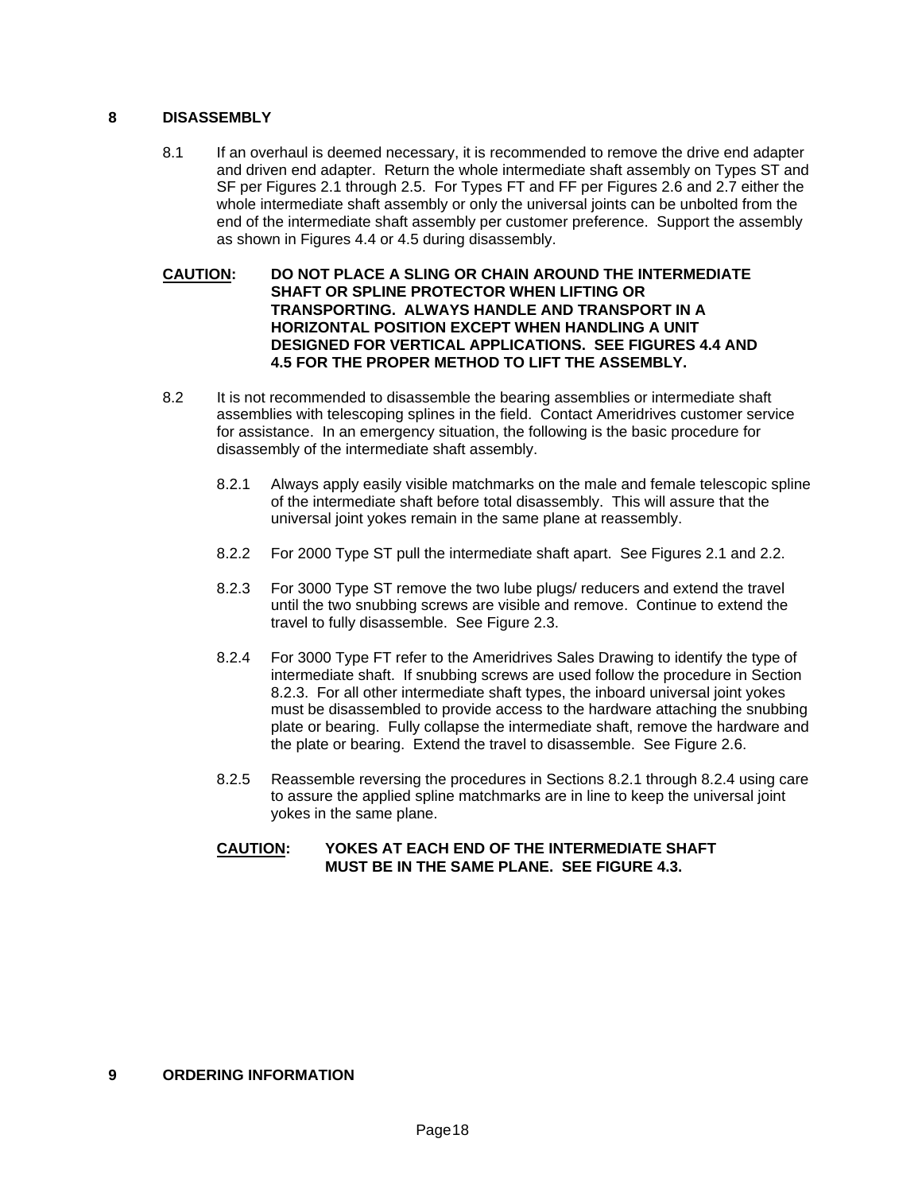# 8 DISASSEMBLY

8.1 If an overhaul is deemed necessary, it is recommended to remove the drive end adapter and driven end adapter. Return the whole intermediate shaft assembly on Types ST and SF per Figures 2.1 through 2.5. For Types FT and FF per Figures 2.6 and 2.7 either the whole intermediate shaft assembly or only the universal joints can be unbolted from the end of the intermediate shaft assembly per customer preference. Support the assembly as shown in Figures 4.4 or 4.5 during disassembly.

**CAUTION: DO NOT PLACE A SLING OR CHAIN AROUND THE INTERMEDIATE SHAFT OR SPLINE PROTECTOR WHEN LIFTING OR TRANSPORTING. ALWAYS HANDLE AND TRANSPORT IN A HORIZONTAL POSITION EXCEPT WHEN HANDLING A UNIT DESIGNED FOR VERTICAL APPLICATIONS. SEE FIGURES 4.4 AND 4.5 FOR THE PROPER METHOD TO LIFT THE ASSEMBLY.**

8.2 It is not recommended to disassemble the bearing assemblies or intermediate shaft assemblies with telescoping splines in the field. Contact Ameridrives customer service for assistance. In an emergency situation, the following is the basic procedure for disassembly of the intermediate shaft assembly.

8.2.1 Always apply easily visible matchmarks on the male and female telescopic spline of the intermediate shaft before total disassembly. This will assure that the universal joint yokes remain in the same plane at reassembly.

8.2.2 For 2000 Type ST pull the intermediate shaft apart. See Figures 2.1 and 2.2.

8.2.3 For 3000 Type ST remove the two lube plugs/ reducers and extend the travel until the two snubbing screws are visible and remove. Continue to extend the travel to fully disassemble. See Figure 2.3.

8.2.4 For 3000 Type FT refer to the Ameridrives Sales Drawing to identify the type of intermediate shaft. If snubbing screws are used follow the procedure in Section 8.2.3. For all other intermediate shaft types, the inboard universal joint yokes must be disassembled to provide access to the hardware attaching the snubbing plate or bearing. Fully collapse the intermediate shaft, remove the hardware and the plate or bearing. Extend the travel to disassemble. See Figure 2.6.

8.2.5 Reassemble reversing the procedures in Sections 8.2.1 through 8.2.4 using care to assure the applied spline matchmarks are in line to keep the universal joint yokes in the same plane.

**CAUTION: YOKES AT EACH END OF THE INTERMEDIATE SHAFT MUST BE IN THE SAME PLANE. SEE FIGURE 4.3.**

# 9 ORDERING INFORMATION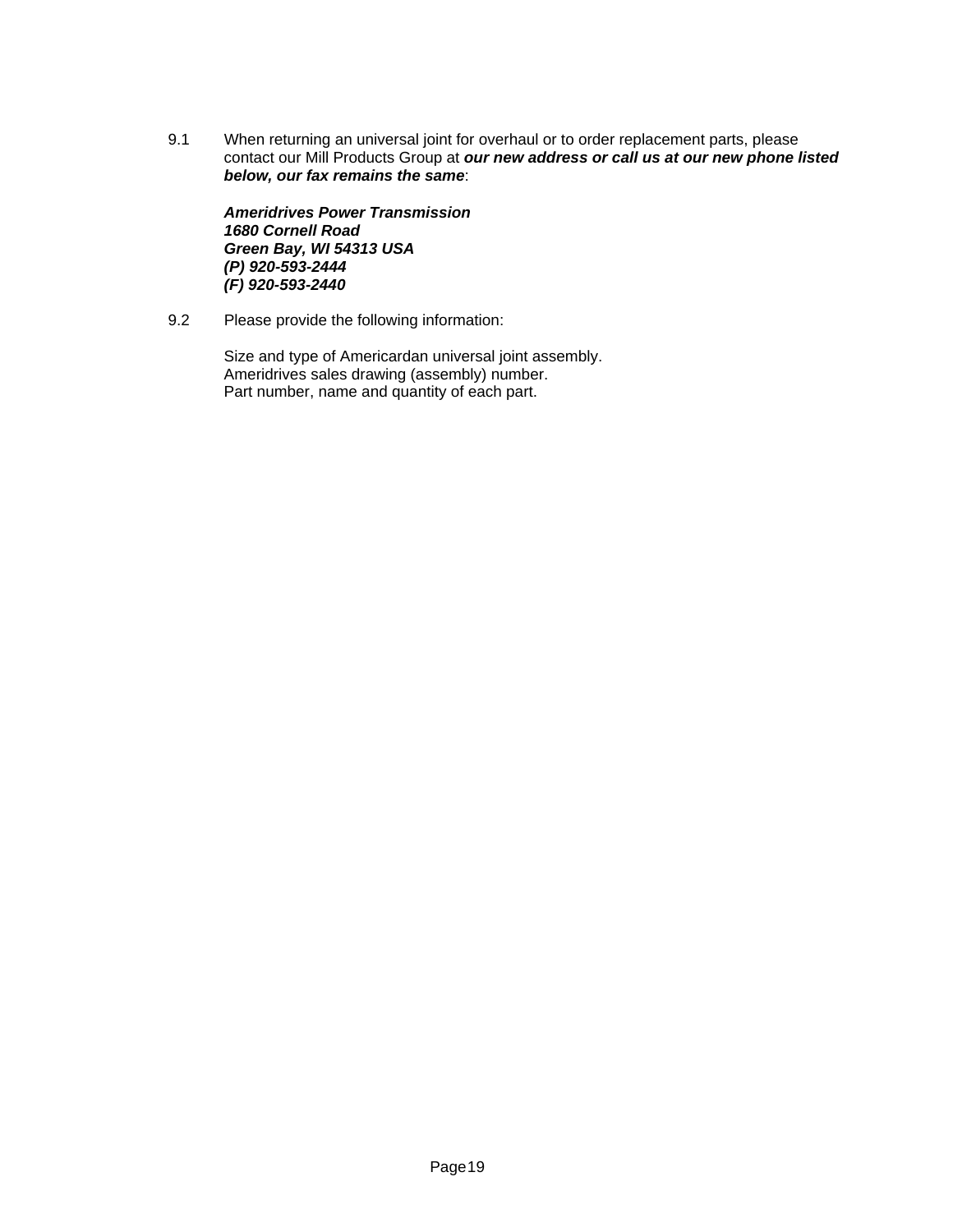9.1 When returning an universal joint for overhaul or to order replacement parts, please contact our Mill Products Group at ***our new address or call us at our new phone listed below, our fax remains the same***:

***Ameridrives Power Transmission***
***1680 Cornell Road***
***Green Bay, WI 54313 USA***
***(P) 920-593-2444***
***(F) 920-593-2440***

9.2 Please provide the following information:

Size and type of Americardan universal joint assembly.
Ameridrives sales drawing (assembly) number.
Part number, name and quantity of each part.